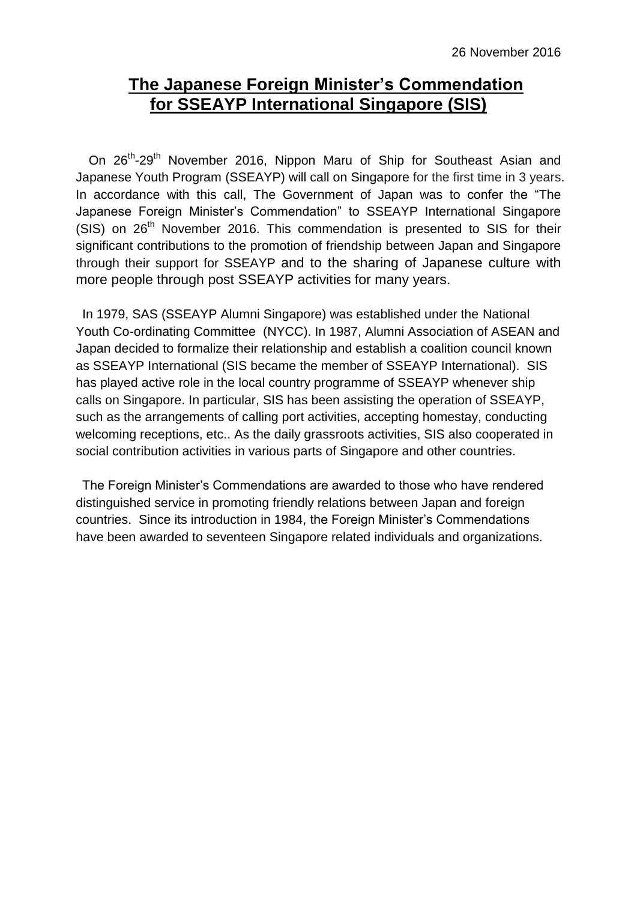26 November 2016

# The Japanese Foreign Minister's Commendation for SSEAYP International Singapore (SIS)

On 26th-29th November 2016, Nippon Maru of Ship for Southeast Asian and Japanese Youth Program (SSEAYP) will call on Singapore for the first time in 3 years. In accordance with this call, The Government of Japan was to confer the "The Japanese Foreign Minister's Commendation" to SSEAYP International Singapore (SIS) on 26th November 2016. This commendation is presented to SIS for their significant contributions to the promotion of friendship between Japan and Singapore through their support for SSEAYP and to the sharing of Japanese culture with more people through post SSEAYP activities for many years.

In 1979, SAS (SSEAYP Alumni Singapore) was established under the National Youth Co-ordinating Committee (NYCC). In 1987, Alumni Association of ASEAN and Japan decided to formalize their relationship and establish a coalition council known as SSEAYP International (SIS became the member of SSEAYP International). SIS has played active role in the local country programme of SSEAYP whenever ship calls on Singapore. In particular, SIS has been assisting the operation of SSEAYP, such as the arrangements of calling port activities, accepting homestay, conducting welcoming receptions, etc.. As the daily grassroots activities, SIS also cooperated in social contribution activities in various parts of Singapore and other countries.

The Foreign Minister's Commendations are awarded to those who have rendered distinguished service in promoting friendly relations between Japan and foreign countries. Since its introduction in 1984, the Foreign Minister's Commendations have been awarded to seventeen Singapore related individuals and organizations.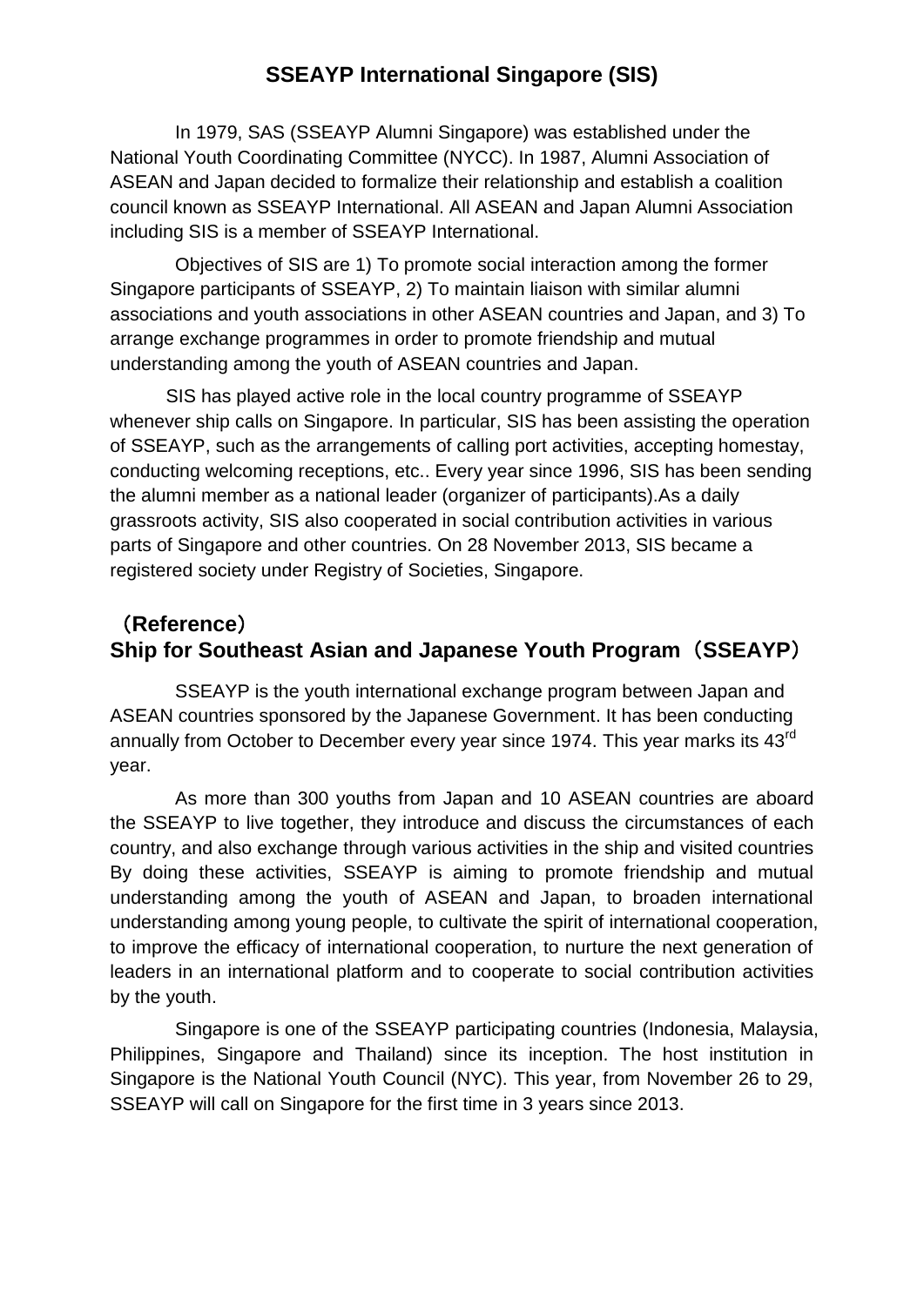## SSEAYP International Singapore (SIS)

In 1979, SAS (SSEAYP Alumni Singapore) was established under the National Youth Coordinating Committee (NYCC). In 1987, Alumni Association of ASEAN and Japan decided to formalize their relationship and establish a coalition council known as SSEAYP International. All ASEAN and Japan Alumni Association including SIS is a member of SSEAYP International.

Objectives of SIS are 1) To promote social interaction among the former Singapore participants of SSEAYP, 2) To maintain liaison with similar alumni associations and youth associations in other ASEAN countries and Japan, and 3) To arrange exchange programmes in order to promote friendship and mutual understanding among the youth of ASEAN countries and Japan.

SIS has played active role in the local country programme of SSEAYP whenever ship calls on Singapore. In particular, SIS has been assisting the operation of SSEAYP, such as the arrangements of calling port activities, accepting homestay, conducting welcoming receptions, etc.. Every year since 1996, SIS has been sending the alumni member as a national leader (organizer of participants).As a daily grassroots activity, SIS also cooperated in social contribution activities in various parts of Singapore and other countries. On 28 November 2013, SIS became a registered society under Registry of Societies, Singapore.

### （Reference）
### Ship for Southeast Asian and Japanese Youth Program（SSEAYP）

SSEAYP is the youth international exchange program between Japan and ASEAN countries sponsored by the Japanese Government. It has been conducting annually from October to December every year since 1974. This year marks its 43rd year.

As more than 300 youths from Japan and 10 ASEAN countries are aboard the SSEAYP to live together, they introduce and discuss the circumstances of each country, and also exchange through various activities in the ship and visited countries By doing these activities, SSEAYP is aiming to promote friendship and mutual understanding among the youth of ASEAN and Japan, to broaden international understanding among young people, to cultivate the spirit of international cooperation, to improve the efficacy of international cooperation, to nurture the next generation of leaders in an international platform and to cooperate to social contribution activities by the youth.

Singapore is one of the SSEAYP participating countries (Indonesia, Malaysia, Philippines, Singapore and Thailand) since its inception. The host institution in Singapore is the National Youth Council (NYC). This year, from November 26 to 29, SSEAYP will call on Singapore for the first time in 3 years since 2013.